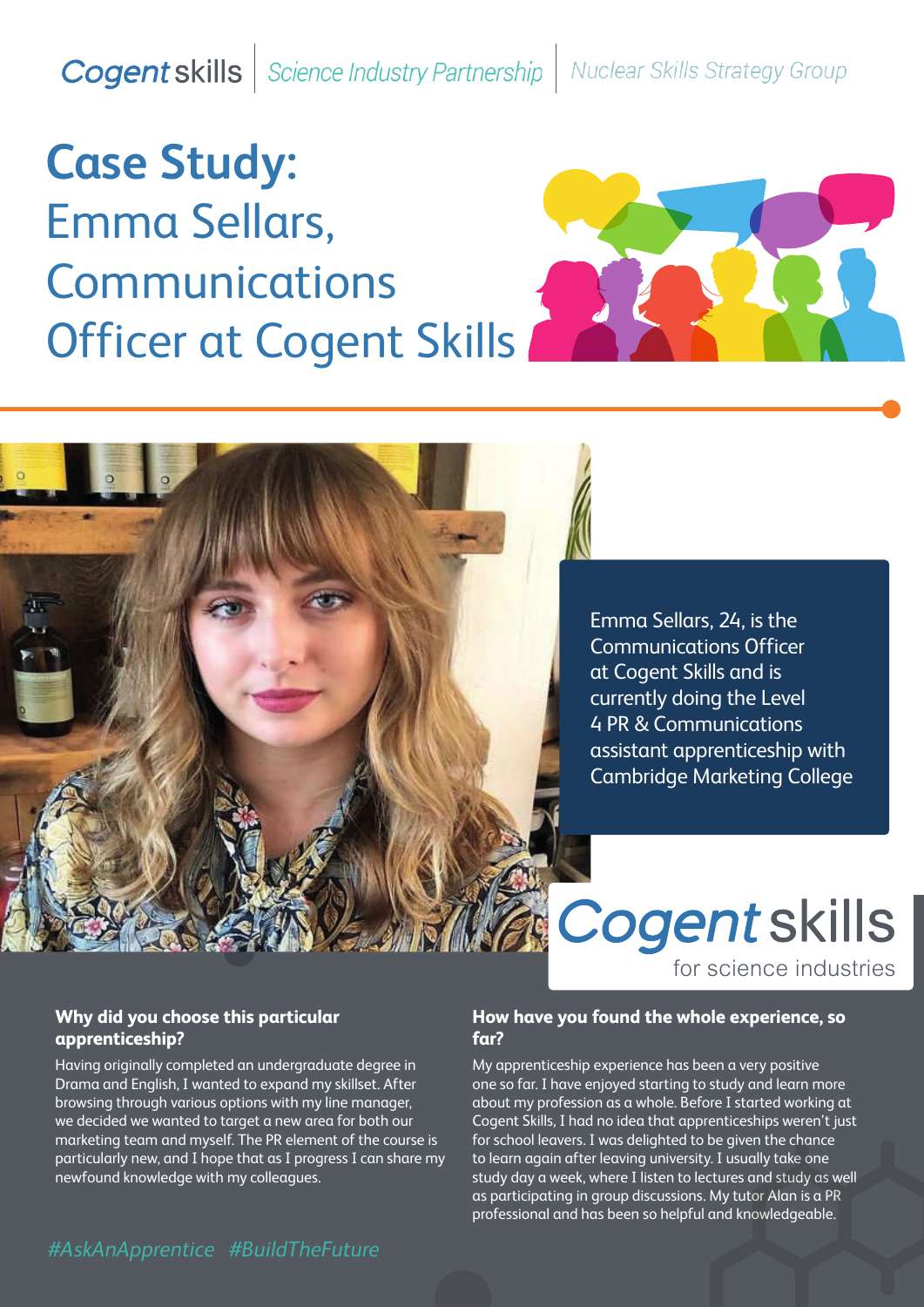Cogent skills | Science Industry Partnership | Nuclear Skills Strategy Group

# Case Study: Emma Sellars, Communications Officer at Cogent Skills

Emma Sellars, 24, is the Communications Officer at Cogent Skills and is currently doing the Level 4 PR & Communications assistant apprenticeship with Cambridge Marketing College

Cogent skills
for science industries

### Why did you choose this particular apprenticeship?

Having originally completed an undergraduate degree in Drama and English, I wanted to expand my skillset. After browsing through various options with my line manager, we decided we wanted to target a new area for both our marketing team and myself. The PR element of the course is particularly new, and I hope that as I progress I can share my newfound knowledge with my colleagues.

### How have you found the whole experience, so far?

My apprenticeship experience has been a very positive one so far. I have enjoyed starting to study and learn more about my profession as a whole. Before I started working at Cogent Skills, I had no idea that apprenticeships weren't just for school leavers. I was delighted to be given the chance to learn again after leaving university. I usually take one study day a week, where I listen to lectures and study as well as participating in group discussions. My tutor Alan is a PR professional and has been so helpful and knowledgeable.

*#AskAnApprentice #BuildTheFuture*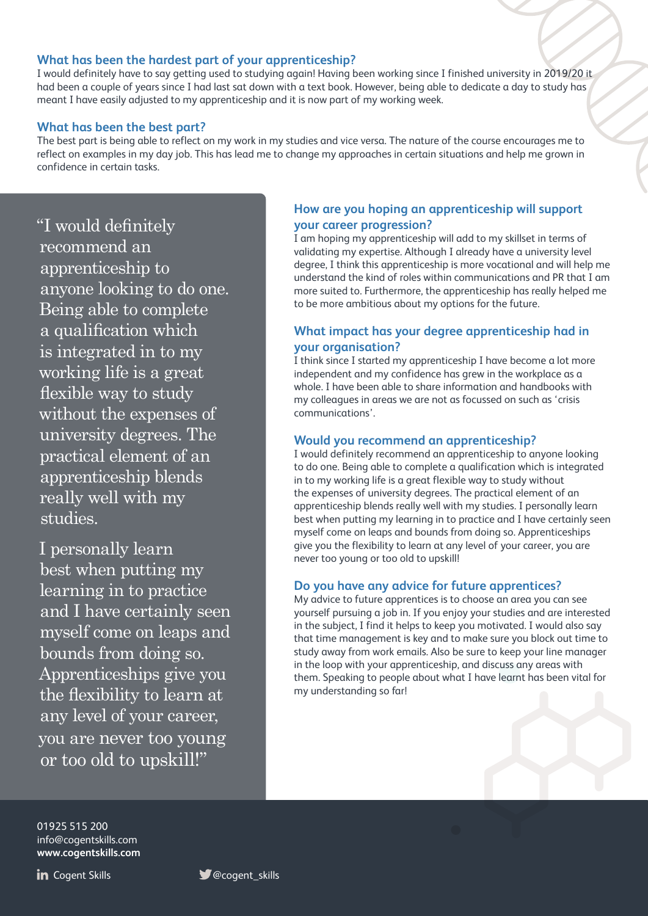### What has been the hardest part of your apprenticeship?

I would definitely have to say getting used to studying again! Having been working since I finished university in 2019/20 it had been a couple of years since I had last sat down with a text book. However, being able to dedicate a day to study has meant I have easily adjusted to my apprenticeship and it is now part of my working week.

### What has been the best part?

The best part is being able to reflect on my work in my studies and vice versa. The nature of the course encourages me to reflect on examples in my day job. This has lead me to change my approaches in certain situations and help me grown in confidence in certain tasks.

> "I would definitely recommend an apprenticeship to anyone looking to do one. Being able to complete a qualification which is integrated in to my working life is a great flexible way to study without the expenses of university degrees. The practical element of an apprenticeship blends really well with my studies.
>
> I personally learn best when putting my learning in to practice and I have certainly seen myself come on leaps and bounds from doing so. Apprenticeships give you the flexibility to learn at any level of your career, you are never too young or too old to upskill!"

### How are you hoping an apprenticeship will support your career progression?

I am hoping my apprenticeship will add to my skillset in terms of validating my expertise. Although I already have a university level degree, I think this apprenticeship is more vocational and will help me understand the kind of roles within communications and PR that I am more suited to. Furthermore, the apprenticeship has really helped me to be more ambitious about my options for the future.

### What impact has your degree apprenticeship had in your organisation?

I think since I started my apprenticeship I have become a lot more independent and my confidence has grew in the workplace as a whole. I have been able to share information and handbooks with my colleagues in areas we are not as focussed on such as 'crisis communications'.

### Would you recommend an apprenticeship?

I would definitely recommend an apprenticeship to anyone looking to do one. Being able to complete a qualification which is integrated in to my working life is a great flexible way to study without the expenses of university degrees. The practical element of an apprenticeship blends really well with my studies. I personally learn best when putting my learning in to practice and I have certainly seen myself come on leaps and bounds from doing so. Apprenticeships give you the flexibility to learn at any level of your career, you are never too young or too old to upskill!

### Do you have any advice for future apprentices?

My advice to future apprentices is to choose an area you can see yourself pursuing a job in. If you enjoy your studies and are interested in the subject, I find it helps to keep you motivated. I would also say that time management is key and to make sure you block out time to study away from work emails. Also be sure to keep your line manager in the loop with your apprenticeship, and discuss any areas with them. Speaking to people about what I have learnt has been vital for my understanding so far!

01925 515 200
info@cogentskills.com
**www.cogentskills.com**

Cogent Skills

@cogent_skills